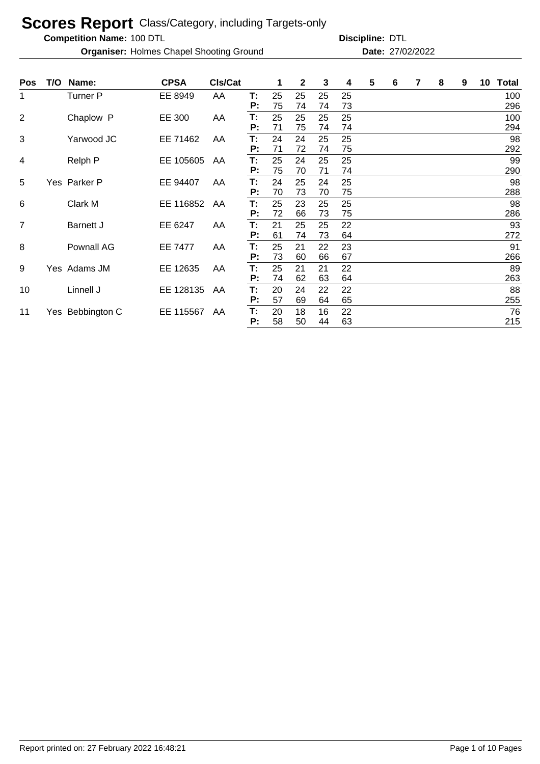# Scores Report Class/Category, including Targets-only

**Competition Name:** 100 DTL **Discipline:** DTL

**Organiser:** Holmes Chapel Shooting Ground **Date:** 27/02/2022

| Pos | T/O | Name: | CPSA | Cls/Cat | | 1 | 2 | 3 | 4 | 5 | 6 | 7 | 8 | 9 | 10 | Total |
|---|---|---|---|---|---|---|---|---|---|---|---|---|---|---|---|---|
| 1 | | Turner P | EE 8949 | AA | T: | 25 | 25 | 25 | 25 | | | | | | | 100 |
| | | | | | P: | 75 | 74 | 74 | 73 | | | | | | | 296 |
| 2 | | Chaplow P | EE 300 | AA | T: | 25 | 25 | 25 | 25 | | | | | | | 100 |
| | | | | | P: | 71 | 75 | 74 | 74 | | | | | | | 294 |
| 3 | | Yarwood JC | EE 71462 | AA | T: | 24 | 24 | 25 | 25 | | | | | | | 98 |
| | | | | | P: | 71 | 72 | 74 | 75 | | | | | | | 292 |
| 4 | | Relph P | EE 105605 | AA | T: | 25 | 24 | 25 | 25 | | | | | | | 99 |
| | | | | | P: | 75 | 70 | 71 | 74 | | | | | | | 290 |
| 5 | Yes | Parker P | EE 94407 | AA | T: | 24 | 25 | 24 | 25 | | | | | | | 98 |
| | | | | | P: | 70 | 73 | 70 | 75 | | | | | | | 288 |
| 6 | | Clark M | EE 116852 | AA | T: | 25 | 23 | 25 | 25 | | | | | | | 98 |
| | | | | | P: | 72 | 66 | 73 | 75 | | | | | | | 286 |
| 7 | | Barnett J | EE 6247 | AA | T: | 21 | 25 | 25 | 22 | | | | | | | 93 |
| | | | | | P: | 61 | 74 | 73 | 64 | | | | | | | 272 |
| 8 | | Pownall AG | EE 7477 | AA | T: | 25 | 21 | 22 | 23 | | | | | | | 91 |
| | | | | | P: | 73 | 60 | 66 | 67 | | | | | | | 266 |
| 9 | Yes | Adams JM | EE 12635 | AA | T: | 25 | 21 | 21 | 22 | | | | | | | 89 |
| | | | | | P: | 74 | 62 | 63 | 64 | | | | | | | 263 |
| 10 | | Linnell J | EE 128135 | AA | T: | 20 | 24 | 22 | 22 | | | | | | | 88 |
| | | | | | P: | 57 | 69 | 64 | 65 | | | | | | | 255 |
| 11 | Yes | Bebbington C | EE 115567 | AA | T: | 20 | 18 | 16 | 22 | | | | | | | 76 |
| | | | | | P: | 58 | 50 | 44 | 63 | | | | | | | 215 |

Report printed on: 27 February 2022 16:48:21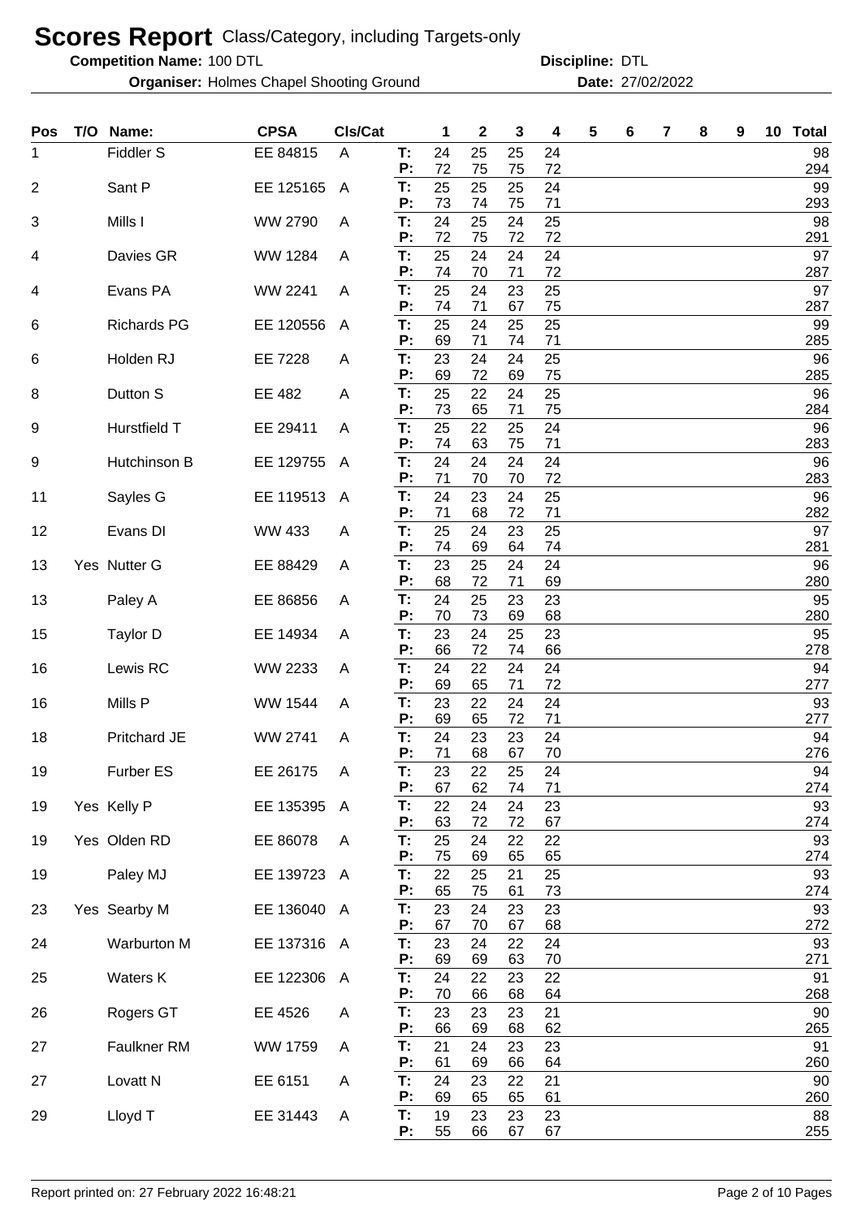# Scores Report Class/Category, including Targets-only

**Competition Name:** 100 DTL **Discipline:** DTL

**Organiser:** Holmes Chapel Shooting Ground **Date:** 27/02/2022

| Pos | T/O | Name: | CPSA | Cls/Cat | | 1 | 2 | 3 | 4 | 5 | 6 | 7 | 8 | 9 | 10 | Total |
|---|---|---|---|---|---|---|---|---|---|---|---|---|---|---|---|---|
| 1 | | Fiddler S | EE 84815 | A | T: | 24 | 25 | 25 | 24 | | | | | | | 98 |
| | | | | | P: | 72 | 75 | 75 | 72 | | | | | | | 294 |
| 2 | | Sant P | EE 125165 | A | T: | 25 | 25 | 25 | 24 | | | | | | | 99 |
| | | | | | P: | 73 | 74 | 75 | 71 | | | | | | | 293 |
| 3 | | Mills I | WW 2790 | A | T: | 24 | 25 | 24 | 25 | | | | | | | 98 |
| | | | | | P: | 72 | 75 | 72 | 72 | | | | | | | 291 |
| 4 | | Davies GR | WW 1284 | A | T: | 25 | 24 | 24 | 24 | | | | | | | 97 |
| | | | | | P: | 74 | 70 | 71 | 72 | | | | | | | 287 |
| 4 | | Evans PA | WW 2241 | A | T: | 25 | 24 | 23 | 25 | | | | | | | 97 |
| | | | | | P: | 74 | 71 | 67 | 75 | | | | | | | 287 |
| 6 | | Richards PG | EE 120556 | A | T: | 25 | 24 | 25 | 25 | | | | | | | 99 |
| | | | | | P: | 69 | 71 | 74 | 71 | | | | | | | 285 |
| 6 | | Holden RJ | EE 7228 | A | T: | 23 | 24 | 24 | 25 | | | | | | | 96 |
| | | | | | P: | 69 | 72 | 69 | 75 | | | | | | | 285 |
| 8 | | Dutton S | EE 482 | A | T: | 25 | 22 | 24 | 25 | | | | | | | 96 |
| | | | | | P: | 73 | 65 | 71 | 75 | | | | | | | 284 |
| 9 | | Hurstfield T | EE 29411 | A | T: | 25 | 22 | 25 | 24 | | | | | | | 96 |
| | | | | | P: | 74 | 63 | 75 | 71 | | | | | | | 283 |
| 9 | | Hutchinson B | EE 129755 | A | T: | 24 | 24 | 24 | 24 | | | | | | | 96 |
| | | | | | P: | 71 | 70 | 70 | 72 | | | | | | | 283 |
| 11 | | Sayles G | EE 119513 | A | T: | 24 | 23 | 24 | 25 | | | | | | | 96 |
| | | | | | P: | 71 | 68 | 72 | 71 | | | | | | | 282 |
| 12 | | Evans DI | WW 433 | A | T: | 25 | 24 | 23 | 25 | | | | | | | 97 |
| | | | | | P: | 74 | 69 | 64 | 74 | | | | | | | 281 |
| 13 | Yes | Nutter G | EE 88429 | A | T: | 23 | 25 | 24 | 24 | | | | | | | 96 |
| | | | | | P: | 68 | 72 | 71 | 69 | | | | | | | 280 |
| 13 | | Paley A | EE 86856 | A | T: | 24 | 25 | 23 | 23 | | | | | | | 95 |
| | | | | | P: | 70 | 73 | 69 | 68 | | | | | | | 280 |
| 15 | | Taylor D | EE 14934 | A | T: | 23 | 24 | 25 | 23 | | | | | | | 95 |
| | | | | | P: | 66 | 72 | 74 | 66 | | | | | | | 278 |
| 16 | | Lewis RC | WW 2233 | A | T: | 24 | 22 | 24 | 24 | | | | | | | 94 |
| | | | | | P: | 69 | 65 | 71 | 72 | | | | | | | 277 |
| 16 | | Mills P | WW 1544 | A | T: | 23 | 22 | 24 | 24 | | | | | | | 93 |
| | | | | | P: | 69 | 65 | 72 | 71 | | | | | | | 277 |
| 18 | | Pritchard JE | WW 2741 | A | T: | 24 | 23 | 23 | 24 | | | | | | | 94 |
| | | | | | P: | 71 | 68 | 67 | 70 | | | | | | | 276 |
| 19 | | Furber ES | EE 26175 | A | T: | 23 | 22 | 25 | 24 | | | | | | | 94 |
| | | | | | P: | 67 | 62 | 74 | 71 | | | | | | | 274 |
| 19 | Yes | Kelly P | EE 135395 | A | T: | 22 | 24 | 24 | 23 | | | | | | | 93 |
| | | | | | P: | 63 | 72 | 72 | 67 | | | | | | | 274 |
| 19 | Yes | Olden RD | EE 86078 | A | T: | 25 | 24 | 22 | 22 | | | | | | | 93 |
| | | | | | P: | 75 | 69 | 65 | 65 | | | | | | | 274 |
| 19 | | Paley MJ | EE 139723 | A | T: | 22 | 25 | 21 | 25 | | | | | | | 93 |
| | | | | | P: | 65 | 75 | 61 | 73 | | | | | | | 274 |
| 23 | Yes | Searby M | EE 136040 | A | T: | 23 | 24 | 23 | 23 | | | | | | | 93 |
| | | | | | P: | 67 | 70 | 67 | 68 | | | | | | | 272 |
| 24 | | Warburton M | EE 137316 | A | T: | 23 | 24 | 22 | 24 | | | | | | | 93 |
| | | | | | P: | 69 | 69 | 63 | 70 | | | | | | | 271 |
| 25 | | Waters K | EE 122306 | A | T: | 24 | 22 | 23 | 22 | | | | | | | 91 |
| | | | | | P: | 70 | 66 | 68 | 64 | | | | | | | 268 |
| 26 | | Rogers GT | EE 4526 | A | T: | 23 | 23 | 23 | 21 | | | | | | | 90 |
| | | | | | P: | 66 | 69 | 68 | 62 | | | | | | | 265 |
| 27 | | Faulkner RM | WW 1759 | A | T: | 21 | 24 | 23 | 23 | | | | | | | 91 |
| | | | | | P: | 61 | 69 | 66 | 64 | | | | | | | 260 |
| 27 | | Lovatt N | EE 6151 | A | T: | 24 | 23 | 22 | 21 | | | | | | | 90 |
| | | | | | P: | 69 | 65 | 65 | 61 | | | | | | | 260 |
| 29 | | Lloyd T | EE 31443 | A | T: | 19 | 23 | 23 | 23 | | | | | | | 88 |
| | | | | | P: | 55 | 66 | 67 | 67 | | | | | | | 255 |

Report printed on: 27 February 2022 16:48:21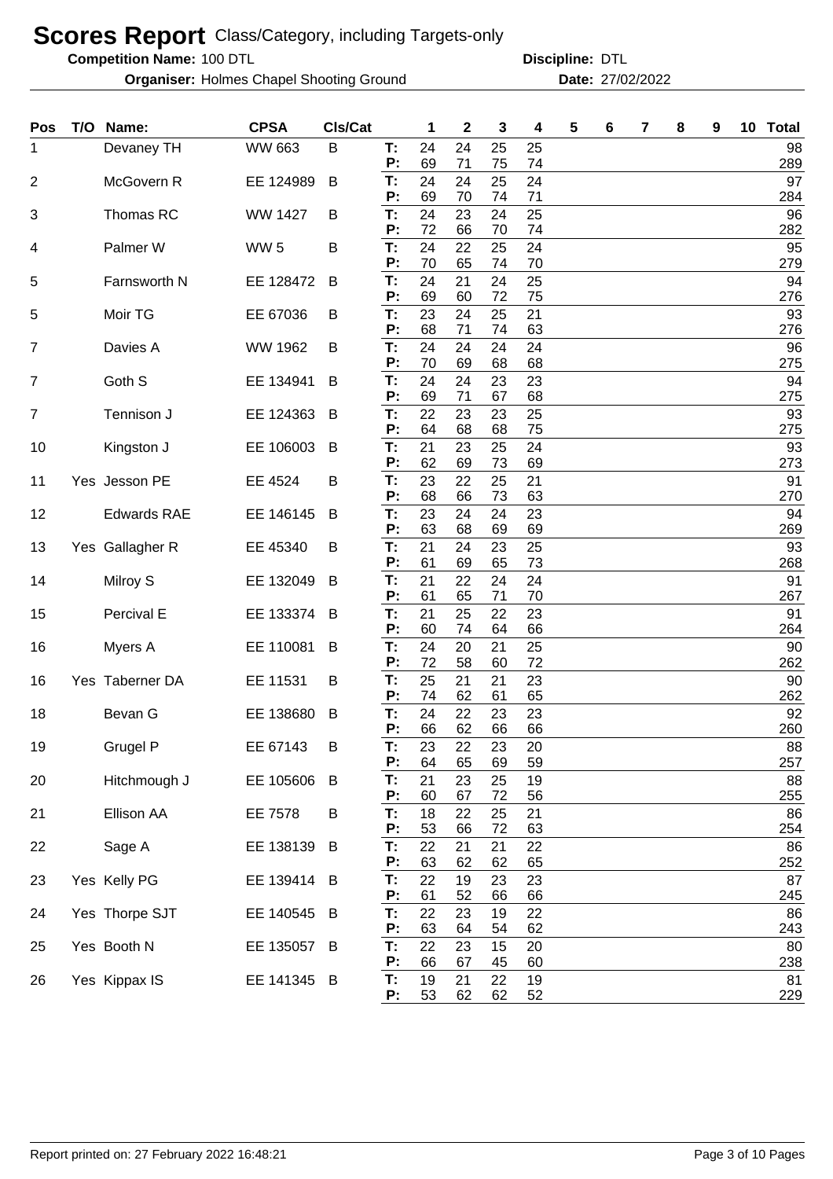# Scores Report Class/Category, including Targets-only

**Competition Name:** 100 DTL **Discipline:** DTL

**Organiser:** Holmes Chapel Shooting Ground **Date:** 27/02/2022

| Pos | T/O | Name: | CPSA | Cls/Cat | | 1 | 2 | 3 | 4 | 5 | 6 | 7 | 8 | 9 | 10 | Total |
|---|---|---|---|---|---|---|---|---|---|---|---|---|---|---|---|---|
| 1 | | Devaney TH | WW 663 | B | T: | 24 | 24 | 25 | 25 | | | | | | | 98 |
| | | | | | P: | 69 | 71 | 75 | 74 | | | | | | | 289 |
| 2 | | McGovern R | EE 124989 | B | T: | 24 | 24 | 25 | 24 | | | | | | | 97 |
| | | | | | P: | 69 | 70 | 74 | 71 | | | | | | | 284 |
| 3 | | Thomas RC | WW 1427 | B | T: | 24 | 23 | 24 | 25 | | | | | | | 96 |
| | | | | | P: | 72 | 66 | 70 | 74 | | | | | | | 282 |
| 4 | | Palmer W | WW 5 | B | T: | 24 | 22 | 25 | 24 | | | | | | | 95 |
| | | | | | P: | 70 | 65 | 74 | 70 | | | | | | | 279 |
| 5 | | Farnsworth N | EE 128472 | B | T: | 24 | 21 | 24 | 25 | | | | | | | 94 |
| | | | | | P: | 69 | 60 | 72 | 75 | | | | | | | 276 |
| 5 | | Moir TG | EE 67036 | B | T: | 23 | 24 | 25 | 21 | | | | | | | 93 |
| | | | | | P: | 68 | 71 | 74 | 63 | | | | | | | 276 |
| 7 | | Davies A | WW 1962 | B | T: | 24 | 24 | 24 | 24 | | | | | | | 96 |
| | | | | | P: | 70 | 69 | 68 | 68 | | | | | | | 275 |
| 7 | | Goth S | EE 134941 | B | T: | 24 | 24 | 23 | 23 | | | | | | | 94 |
| | | | | | P: | 69 | 71 | 67 | 68 | | | | | | | 275 |
| 7 | | Tennison J | EE 124363 | B | T: | 22 | 23 | 23 | 25 | | | | | | | 93 |
| | | | | | P: | 64 | 68 | 68 | 75 | | | | | | | 275 |
| 10 | | Kingston J | EE 106003 | B | T: | 21 | 23 | 25 | 24 | | | | | | | 93 |
| | | | | | P: | 62 | 69 | 73 | 69 | | | | | | | 273 |
| 11 | Yes | Jesson PE | EE 4524 | B | T: | 23 | 22 | 25 | 21 | | | | | | | 91 |
| | | | | | P: | 68 | 66 | 73 | 63 | | | | | | | 270 |
| 12 | | Edwards RAE | EE 146145 | B | T: | 23 | 24 | 24 | 23 | | | | | | | 94 |
| | | | | | P: | 63 | 68 | 69 | 69 | | | | | | | 269 |
| 13 | Yes | Gallagher R | EE 45340 | B | T: | 21 | 24 | 23 | 25 | | | | | | | 93 |
| | | | | | P: | 61 | 69 | 65 | 73 | | | | | | | 268 |
| 14 | | Milroy S | EE 132049 | B | T: | 21 | 22 | 24 | 24 | | | | | | | 91 |
| | | | | | P: | 61 | 65 | 71 | 70 | | | | | | | 267 |
| 15 | | Percival E | EE 133374 | B | T: | 21 | 25 | 22 | 23 | | | | | | | 91 |
| | | | | | P: | 60 | 74 | 64 | 66 | | | | | | | 264 |
| 16 | | Myers A | EE 110081 | B | T: | 24 | 20 | 21 | 25 | | | | | | | 90 |
| | | | | | P: | 72 | 58 | 60 | 72 | | | | | | | 262 |
| 16 | Yes | Taberner DA | EE 11531 | B | T: | 25 | 21 | 21 | 23 | | | | | | | 90 |
| | | | | | P: | 74 | 62 | 61 | 65 | | | | | | | 262 |
| 18 | | Bevan G | EE 138680 | B | T: | 24 | 22 | 23 | 23 | | | | | | | 92 |
| | | | | | P: | 66 | 62 | 66 | 66 | | | | | | | 260 |
| 19 | | Grugel P | EE 67143 | B | T: | 23 | 22 | 23 | 20 | | | | | | | 88 |
| | | | | | P: | 64 | 65 | 69 | 59 | | | | | | | 257 |
| 20 | | Hitchmough J | EE 105606 | B | T: | 21 | 23 | 25 | 19 | | | | | | | 88 |
| | | | | | P: | 60 | 67 | 72 | 56 | | | | | | | 255 |
| 21 | | Ellison AA | EE 7578 | B | T: | 18 | 22 | 25 | 21 | | | | | | | 86 |
| | | | | | P: | 53 | 66 | 72 | 63 | | | | | | | 254 |
| 22 | | Sage A | EE 138139 | B | T: | 22 | 21 | 21 | 22 | | | | | | | 86 |
| | | | | | P: | 63 | 62 | 62 | 65 | | | | | | | 252 |
| 23 | Yes | Kelly PG | EE 139414 | B | T: | 22 | 19 | 23 | 23 | | | | | | | 87 |
| | | | | | P: | 61 | 52 | 66 | 66 | | | | | | | 245 |
| 24 | Yes | Thorpe SJT | EE 140545 | B | T: | 22 | 23 | 19 | 22 | | | | | | | 86 |
| | | | | | P: | 63 | 64 | 54 | 62 | | | | | | | 243 |
| 25 | Yes | Booth N | EE 135057 | B | T: | 22 | 23 | 15 | 20 | | | | | | | 80 |
| | | | | | P: | 66 | 67 | 45 | 60 | | | | | | | 238 |
| 26 | Yes | Kippax IS | EE 141345 | B | T: | 19 | 21 | 22 | 19 | | | | | | | 81 |
| | | | | | P: | 53 | 62 | 62 | 52 | | | | | | | 229 |

Report printed on: 27 February 2022 16:48:21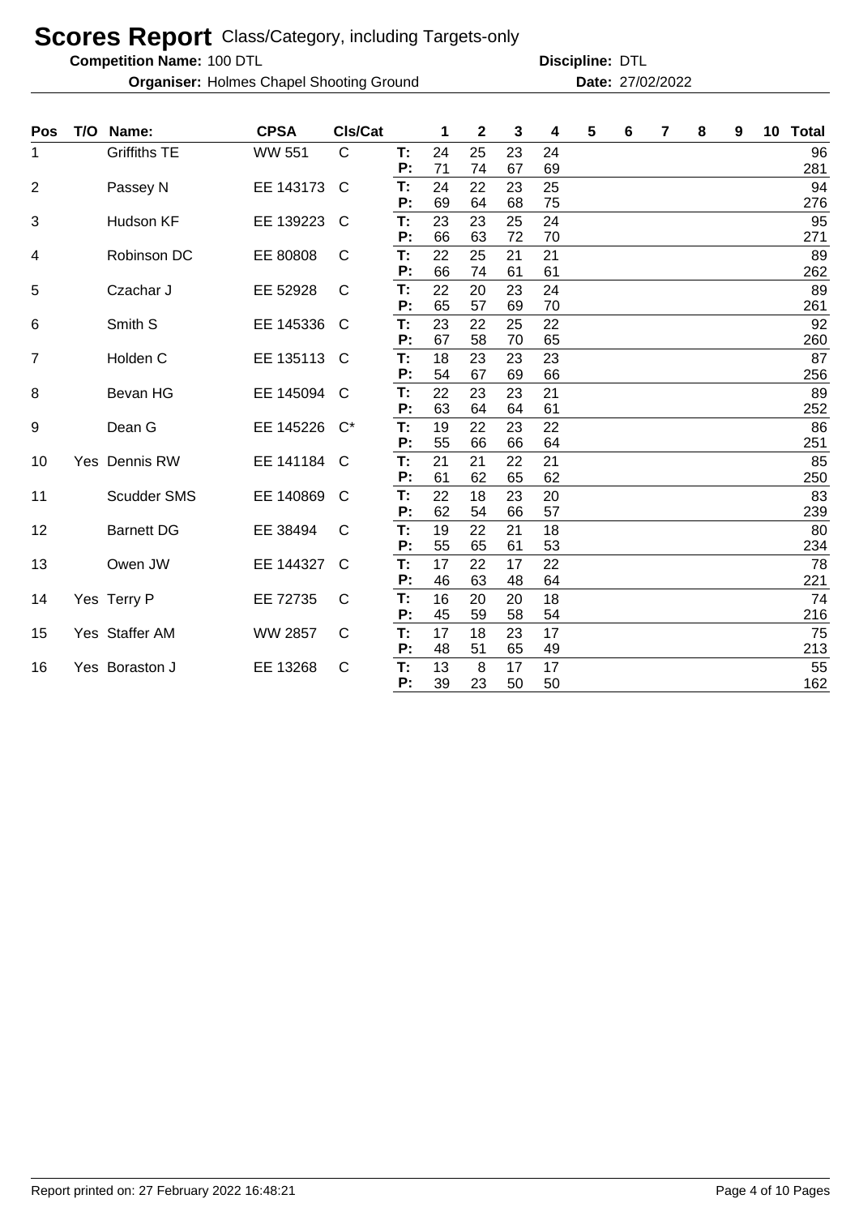# Scores Report Class/Category, including Targets-only

**Competition Name:** 100 DTL **Discipline:** DTL

**Organiser:** Holmes Chapel Shooting Ground **Date:** 27/02/2022

| Pos | T/O | Name: | CPSA | Cls/Cat | | 1 | 2 | 3 | 4 | 5 | 6 | 7 | 8 | 9 | 10 | Total |
|---|---|---|---|---|---|---|---|---|---|---|---|---|---|---|---|---|
| 1 | | Griffiths TE | WW 551 | C | T: | 24 | 25 | 23 | 24 | | | | | | | 96 |
| | | | | | P: | 71 | 74 | 67 | 69 | | | | | | | 281 |
| 2 | | Passey N | EE 143173 | C | T: | 24 | 22 | 23 | 25 | | | | | | | 94 |
| | | | | | P: | 69 | 64 | 68 | 75 | | | | | | | 276 |
| 3 | | Hudson KF | EE 139223 | C | T: | 23 | 23 | 25 | 24 | | | | | | | 95 |
| | | | | | P: | 66 | 63 | 72 | 70 | | | | | | | 271 |
| 4 | | Robinson DC | EE 80808 | C | T: | 22 | 25 | 21 | 21 | | | | | | | 89 |
| | | | | | P: | 66 | 74 | 61 | 61 | | | | | | | 262 |
| 5 | | Czachar J | EE 52928 | C | T: | 22 | 20 | 23 | 24 | | | | | | | 89 |
| | | | | | P: | 65 | 57 | 69 | 70 | | | | | | | 261 |
| 6 | | Smith S | EE 145336 | C | T: | 23 | 22 | 25 | 22 | | | | | | | 92 |
| | | | | | P: | 67 | 58 | 70 | 65 | | | | | | | 260 |
| 7 | | Holden C | EE 135113 | C | T: | 18 | 23 | 23 | 23 | | | | | | | 87 |
| | | | | | P: | 54 | 67 | 69 | 66 | | | | | | | 256 |
| 8 | | Bevan HG | EE 145094 | C | T: | 22 | 23 | 23 | 21 | | | | | | | 89 |
| | | | | | P: | 63 | 64 | 64 | 61 | | | | | | | 252 |
| 9 | | Dean G | EE 145226 | C* | T: | 19 | 22 | 23 | 22 | | | | | | | 86 |
| | | | | | P: | 55 | 66 | 66 | 64 | | | | | | | 251 |
| 10 | Yes | Dennis RW | EE 141184 | C | T: | 21 | 21 | 22 | 21 | | | | | | | 85 |
| | | | | | P: | 61 | 62 | 65 | 62 | | | | | | | 250 |
| 11 | | Scudder SMS | EE 140869 | C | T: | 22 | 18 | 23 | 20 | | | | | | | 83 |
| | | | | | P: | 62 | 54 | 66 | 57 | | | | | | | 239 |
| 12 | | Barnett DG | EE 38494 | C | T: | 19 | 22 | 21 | 18 | | | | | | | 80 |
| | | | | | P: | 55 | 65 | 61 | 53 | | | | | | | 234 |
| 13 | | Owen JW | EE 144327 | C | T: | 17 | 22 | 17 | 22 | | | | | | | 78 |
| | | | | | P: | 46 | 63 | 48 | 64 | | | | | | | 221 |
| 14 | Yes | Terry P | EE 72735 | C | T: | 16 | 20 | 20 | 18 | | | | | | | 74 |
| | | | | | P: | 45 | 59 | 58 | 54 | | | | | | | 216 |
| 15 | Yes | Staffer AM | WW 2857 | C | T: | 17 | 18 | 23 | 17 | | | | | | | 75 |
| | | | | | P: | 48 | 51 | 65 | 49 | | | | | | | 213 |
| 16 | Yes | Boraston J | EE 13268 | C | T: | 13 | 8 | 17 | 17 | | | | | | | 55 |
| | | | | | P: | 39 | 23 | 50 | 50 | | | | | | | 162 |

Report printed on: 27 February 2022 16:48:21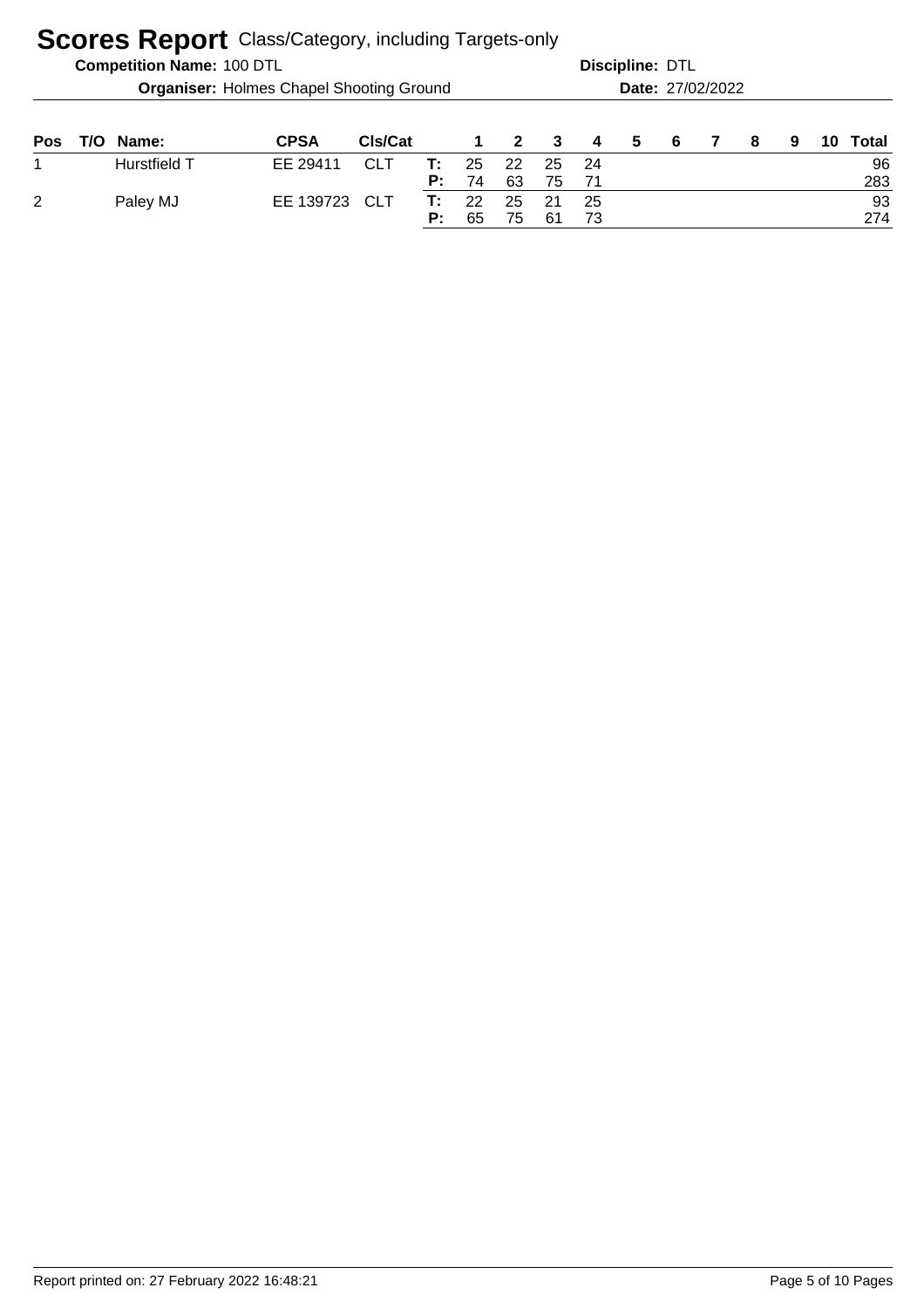# Scores Report Class/Category, including Targets-only

**Competition Name:** 100 DTL

**Discipline:** DTL

**Organiser:** Holmes Chapel Shooting Ground

**Date:** 27/02/2022

| Pos | T/O | Name: | CPSA | Cls/Cat | | 1 | 2 | 3 | 4 | 5 | 6 | 7 | 8 | 9 | 10 | Total |
|---|---|---|---|---|---|---|---|---|---|---|---|---|---|---|---|---|
| 1 | | Hurstfield T | EE 29411 | CLT | T: | 25 | 22 | 25 | 24 | | | | | | | 96 |
| | | | | | P: | 74 | 63 | 75 | 71 | | | | | | | 283 |
| 2 | | Paley MJ | EE 139723 | CLT | T: | 22 | 25 | 21 | 25 | | | | | | | 93 |
| | | | | | P: | 65 | 75 | 61 | 73 | | | | | | | 274 |

Report printed on: 27 February 2022 16:48:21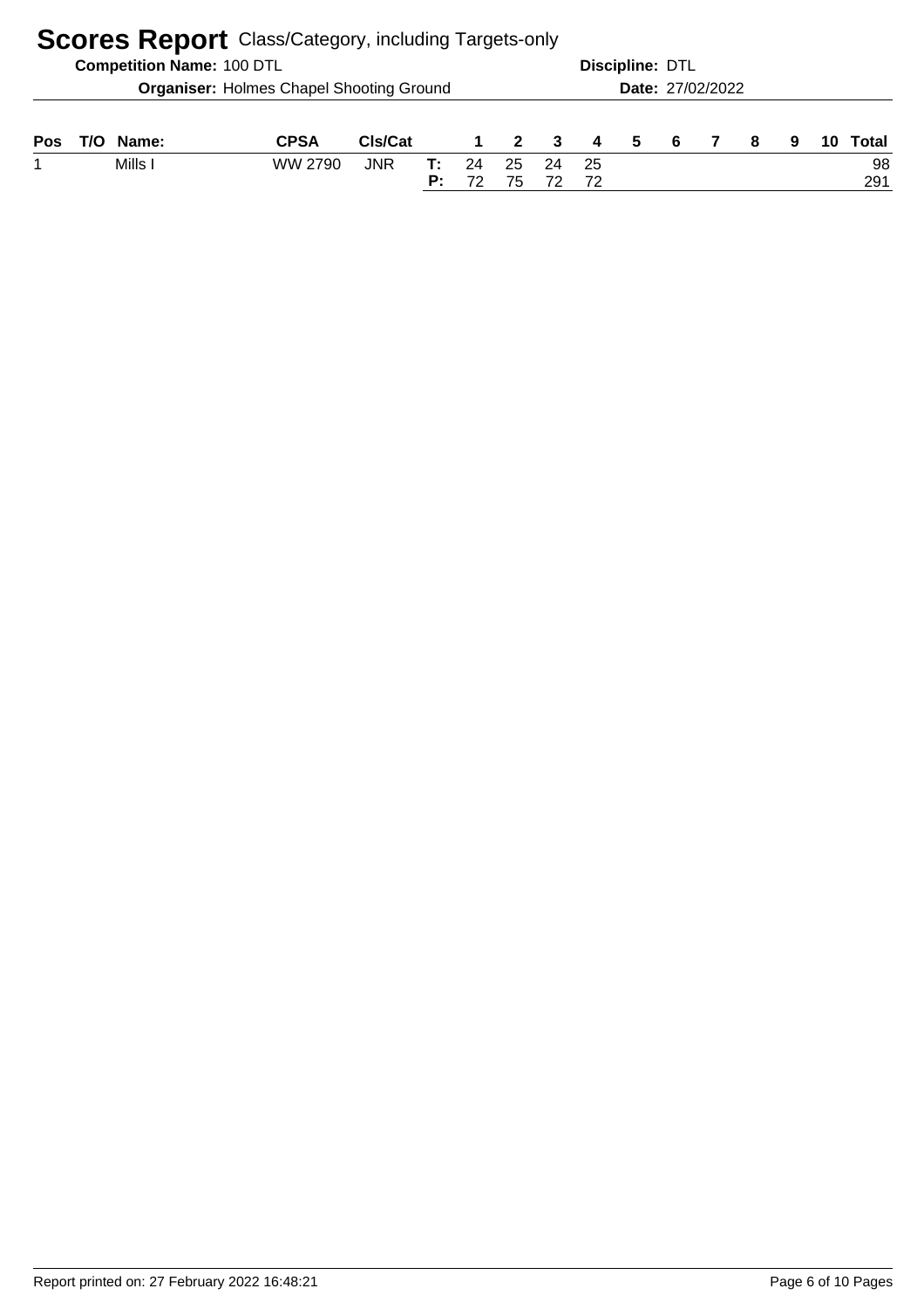# Scores Report Class/Category, including Targets-only

**Competition Name:** 100 DTL **Discipline:** DTL

**Organiser:** Holmes Chapel Shooting Ground **Date:** 27/02/2022

| Pos | T/O | Name: | CPSA | Cls/Cat | | 1 | 2 | 3 | 4 | 5 | 6 | 7 | 8 | 9 | 10 | Total |
|---|---|---|---|---|---|---|---|---|---|---|---|---|---|---|---|---|
| 1 | | Mills I | WW 2790 | JNR | T: | 24 | 25 | 24 | 25 | | | | | | | 98 |
| | | | | | P: | 72 | 75 | 72 | 72 | | | | | | | 291 |

Report printed on: 27 February 2022 16:48:21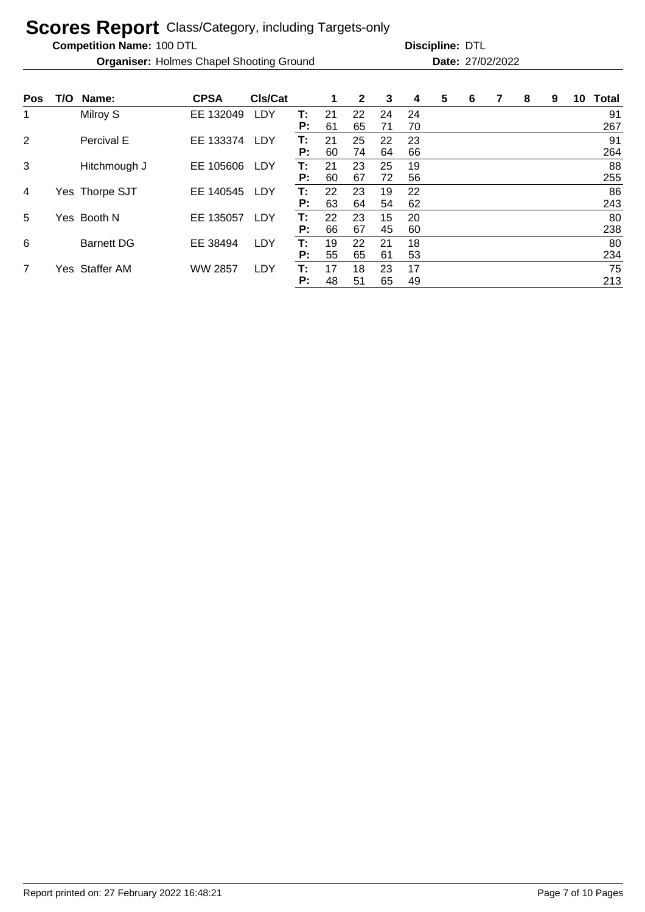# Scores Report Class/Category, including Targets-only

**Competition Name:** 100 DTL **Discipline:** DTL

**Organiser:** Holmes Chapel Shooting Ground **Date:** 27/02/2022

| Pos | T/O | Name: | CPSA | Cls/Cat | | 1 | 2 | 3 | 4 | 5 | 6 | 7 | 8 | 9 | 10 | Total |
|---|---|---|---|---|---|---|---|---|---|---|---|---|---|---|---|---|
| 1 | | Milroy S | EE 132049 | LDY | T: | 21 | 22 | 24 | 24 | | | | | | | 91 |
| | | | | | P: | 61 | 65 | 71 | 70 | | | | | | | 267 |
| 2 | | Percival E | EE 133374 | LDY | T: | 21 | 25 | 22 | 23 | | | | | | | 91 |
| | | | | | P: | 60 | 74 | 64 | 66 | | | | | | | 264 |
| 3 | | Hitchmough J | EE 105606 | LDY | T: | 21 | 23 | 25 | 19 | | | | | | | 88 |
| | | | | | P: | 60 | 67 | 72 | 56 | | | | | | | 255 |
| 4 | Yes | Thorpe SJT | EE 140545 | LDY | T: | 22 | 23 | 19 | 22 | | | | | | | 86 |
| | | | | | P: | 63 | 64 | 54 | 62 | | | | | | | 243 |
| 5 | Yes | Booth N | EE 135057 | LDY | T: | 22 | 23 | 15 | 20 | | | | | | | 80 |
| | | | | | P: | 66 | 67 | 45 | 60 | | | | | | | 238 |
| 6 | | Barnett DG | EE 38494 | LDY | T: | 19 | 22 | 21 | 18 | | | | | | | 80 |
| | | | | | P: | 55 | 65 | 61 | 53 | | | | | | | 234 |
| 7 | Yes | Staffer AM | WW 2857 | LDY | T: | 17 | 18 | 23 | 17 | | | | | | | 75 |
| | | | | | P: | 48 | 51 | 65 | 49 | | | | | | | 213 |

Report printed on: 27 February 2022 16:48:21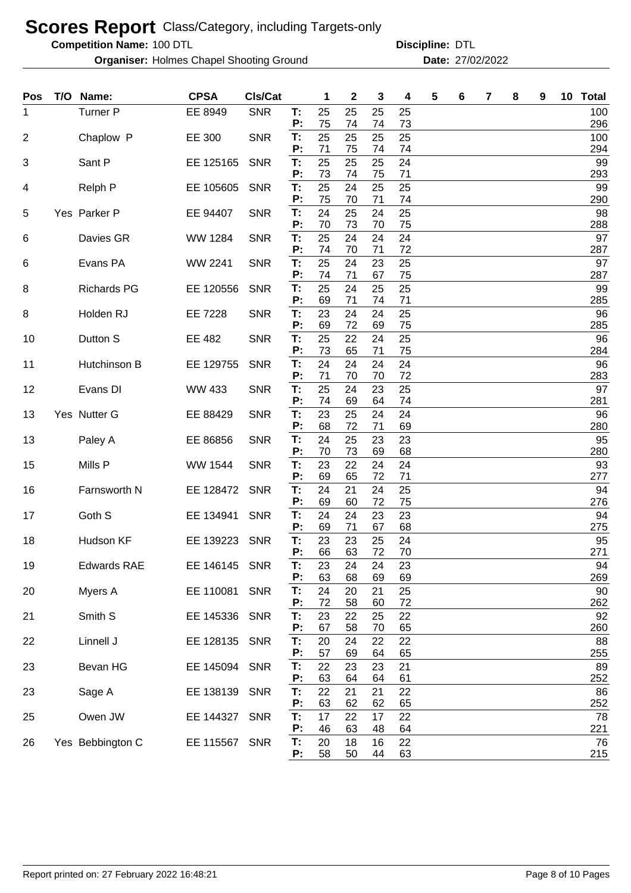# Scores Report Class/Category, including Targets-only

**Competition Name:** 100 DTL **Discipline:** DTL

**Organiser:** Holmes Chapel Shooting Ground **Date:** 27/02/2022

| Pos | T/O | Name: | CPSA | Cls/Cat | | 1 | 2 | 3 | 4 | 5 | 6 | 7 | 8 | 9 | 10 | Total |
|---|---|---|---|---|---|---|---|---|---|---|---|---|---|---|---|---|
| 1 | | Turner P | EE 8949 | SNR | T: | 25 | 25 | 25 | 25 | | | | | | | 100 |
| | | | | | P: | 75 | 74 | 74 | 73 | | | | | | | 296 |
| 2 | | Chaplow P | EE 300 | SNR | T: | 25 | 25 | 25 | 25 | | | | | | | 100 |
| | | | | | P: | 71 | 75 | 74 | 74 | | | | | | | 294 |
| 3 | | Sant P | EE 125165 | SNR | T: | 25 | 25 | 25 | 24 | | | | | | | 99 |
| | | | | | P: | 73 | 74 | 75 | 71 | | | | | | | 293 |
| 4 | | Relph P | EE 105605 | SNR | T: | 25 | 24 | 25 | 25 | | | | | | | 99 |
| | | | | | P: | 75 | 70 | 71 | 74 | | | | | | | 290 |
| 5 | Yes | Parker P | EE 94407 | SNR | T: | 24 | 25 | 24 | 25 | | | | | | | 98 |
| | | | | | P: | 70 | 73 | 70 | 75 | | | | | | | 288 |
| 6 | | Davies GR | WW 1284 | SNR | T: | 25 | 24 | 24 | 24 | | | | | | | 97 |
| | | | | | P: | 74 | 70 | 71 | 72 | | | | | | | 287 |
| 6 | | Evans PA | WW 2241 | SNR | T: | 25 | 24 | 23 | 25 | | | | | | | 97 |
| | | | | | P: | 74 | 71 | 67 | 75 | | | | | | | 287 |
| 8 | | Richards PG | EE 120556 | SNR | T: | 25 | 24 | 25 | 25 | | | | | | | 99 |
| | | | | | P: | 69 | 71 | 74 | 71 | | | | | | | 285 |
| 8 | | Holden RJ | EE 7228 | SNR | T: | 23 | 24 | 24 | 25 | | | | | | | 96 |
| | | | | | P: | 69 | 72 | 69 | 75 | | | | | | | 285 |
| 10 | | Dutton S | EE 482 | SNR | T: | 25 | 22 | 24 | 25 | | | | | | | 96 |
| | | | | | P: | 73 | 65 | 71 | 75 | | | | | | | 284 |
| 11 | | Hutchinson B | EE 129755 | SNR | T: | 24 | 24 | 24 | 24 | | | | | | | 96 |
| | | | | | P: | 71 | 70 | 70 | 72 | | | | | | | 283 |
| 12 | | Evans DI | WW 433 | SNR | T: | 25 | 24 | 23 | 25 | | | | | | | 97 |
| | | | | | P: | 74 | 69 | 64 | 74 | | | | | | | 281 |
| 13 | Yes | Nutter G | EE 88429 | SNR | T: | 23 | 25 | 24 | 24 | | | | | | | 96 |
| | | | | | P: | 68 | 72 | 71 | 69 | | | | | | | 280 |
| 13 | | Paley A | EE 86856 | SNR | T: | 24 | 25 | 23 | 23 | | | | | | | 95 |
| | | | | | P: | 70 | 73 | 69 | 68 | | | | | | | 280 |
| 15 | | Mills P | WW 1544 | SNR | T: | 23 | 22 | 24 | 24 | | | | | | | 93 |
| | | | | | P: | 69 | 65 | 72 | 71 | | | | | | | 277 |
| 16 | | Farnsworth N | EE 128472 | SNR | T: | 24 | 21 | 24 | 25 | | | | | | | 94 |
| | | | | | P: | 69 | 60 | 72 | 75 | | | | | | | 276 |
| 17 | | Goth S | EE 134941 | SNR | T: | 24 | 24 | 23 | 23 | | | | | | | 94 |
| | | | | | P: | 69 | 71 | 67 | 68 | | | | | | | 275 |
| 18 | | Hudson KF | EE 139223 | SNR | T: | 23 | 23 | 25 | 24 | | | | | | | 95 |
| | | | | | P: | 66 | 63 | 72 | 70 | | | | | | | 271 |
| 19 | | Edwards RAE | EE 146145 | SNR | T: | 23 | 24 | 24 | 23 | | | | | | | 94 |
| | | | | | P: | 63 | 68 | 69 | 69 | | | | | | | 269 |
| 20 | | Myers A | EE 110081 | SNR | T: | 24 | 20 | 21 | 25 | | | | | | | 90 |
| | | | | | P: | 72 | 58 | 60 | 72 | | | | | | | 262 |
| 21 | | Smith S | EE 145336 | SNR | T: | 23 | 22 | 25 | 22 | | | | | | | 92 |
| | | | | | P: | 67 | 58 | 70 | 65 | | | | | | | 260 |
| 22 | | Linnell J | EE 128135 | SNR | T: | 20 | 24 | 22 | 22 | | | | | | | 88 |
| | | | | | P: | 57 | 69 | 64 | 65 | | | | | | | 255 |
| 23 | | Bevan HG | EE 145094 | SNR | T: | 22 | 23 | 23 | 21 | | | | | | | 89 |
| | | | | | P: | 63 | 64 | 64 | 61 | | | | | | | 252 |
| 23 | | Sage A | EE 138139 | SNR | T: | 22 | 21 | 21 | 22 | | | | | | | 86 |
| | | | | | P: | 63 | 62 | 62 | 65 | | | | | | | 252 |
| 25 | | Owen JW | EE 144327 | SNR | T: | 17 | 22 | 17 | 22 | | | | | | | 78 |
| | | | | | P: | 46 | 63 | 48 | 64 | | | | | | | 221 |
| 26 | Yes | Bebbington C | EE 115567 | SNR | T: | 20 | 18 | 16 | 22 | | | | | | | 76 |
| | | | | | P: | 58 | 50 | 44 | 63 | | | | | | | 215 |

Report printed on: 27 February 2022 16:48:21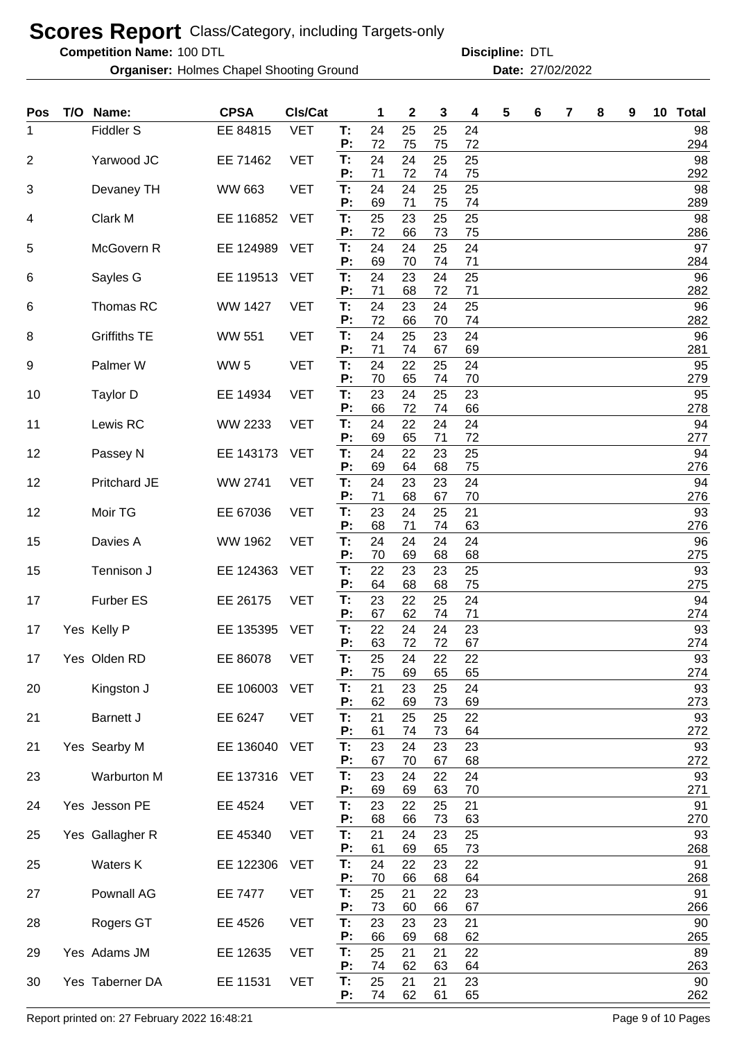# Scores Report Class/Category, including Targets-only

**Competition Name:** 100 DTL **Discipline:** DTL

**Organiser:** Holmes Chapel Shooting Ground **Date:** 27/02/2022

| Pos | T/O | Name: | CPSA | Cls/Cat | | 1 | 2 | 3 | 4 | 5 | 6 | 7 | 8 | 9 | 10 | Total |
|---|---|---|---|---|---|---|---|---|---|---|---|---|---|---|---|---|
| 1 | | Fiddler S | EE 84815 | VET | T: | 24 | 25 | 25 | 24 | | | | | | | 98 |
| | | | | | P: | 72 | 75 | 75 | 72 | | | | | | | 294 |
| 2 | | Yarwood JC | EE 71462 | VET | T: | 24 | 24 | 25 | 25 | | | | | | | 98 |
| | | | | | P: | 71 | 72 | 74 | 75 | | | | | | | 292 |
| 3 | | Devaney TH | WW 663 | VET | T: | 24 | 24 | 25 | 25 | | | | | | | 98 |
| | | | | | P: | 69 | 71 | 75 | 74 | | | | | | | 289 |
| 4 | | Clark M | EE 116852 | VET | T: | 25 | 23 | 25 | 25 | | | | | | | 98 |
| | | | | | P: | 72 | 66 | 73 | 75 | | | | | | | 286 |
| 5 | | McGovern R | EE 124989 | VET | T: | 24 | 24 | 25 | 24 | | | | | | | 97 |
| | | | | | P: | 69 | 70 | 74 | 71 | | | | | | | 284 |
| 6 | | Sayles G | EE 119513 | VET | T: | 24 | 23 | 24 | 25 | | | | | | | 96 |
| | | | | | P: | 71 | 68 | 72 | 71 | | | | | | | 282 |
| 6 | | Thomas RC | WW 1427 | VET | T: | 24 | 23 | 24 | 25 | | | | | | | 96 |
| | | | | | P: | 72 | 66 | 70 | 74 | | | | | | | 282 |
| 8 | | Griffiths TE | WW 551 | VET | T: | 24 | 25 | 23 | 24 | | | | | | | 96 |
| | | | | | P: | 71 | 74 | 67 | 69 | | | | | | | 281 |
| 9 | | Palmer W | WW 5 | VET | T: | 24 | 22 | 25 | 24 | | | | | | | 95 |
| | | | | | P: | 70 | 65 | 74 | 70 | | | | | | | 279 |
| 10 | | Taylor D | EE 14934 | VET | T: | 23 | 24 | 25 | 23 | | | | | | | 95 |
| | | | | | P: | 66 | 72 | 74 | 66 | | | | | | | 278 |
| 11 | | Lewis RC | WW 2233 | VET | T: | 24 | 22 | 24 | 24 | | | | | | | 94 |
| | | | | | P: | 69 | 65 | 71 | 72 | | | | | | | 277 |
| 12 | | Passey N | EE 143173 | VET | T: | 24 | 22 | 23 | 25 | | | | | | | 94 |
| | | | | | P: | 69 | 64 | 68 | 75 | | | | | | | 276 |
| 12 | | Pritchard JE | WW 2741 | VET | T: | 24 | 23 | 23 | 24 | | | | | | | 94 |
| | | | | | P: | 71 | 68 | 67 | 70 | | | | | | | 276 |
| 12 | | Moir TG | EE 67036 | VET | T: | 23 | 24 | 25 | 21 | | | | | | | 93 |
| | | | | | P: | 68 | 71 | 74 | 63 | | | | | | | 276 |
| 15 | | Davies A | WW 1962 | VET | T: | 24 | 24 | 24 | 24 | | | | | | | 96 |
| | | | | | P: | 70 | 69 | 68 | 68 | | | | | | | 275 |
| 15 | | Tennison J | EE 124363 | VET | T: | 22 | 23 | 23 | 25 | | | | | | | 93 |
| | | | | | P: | 64 | 68 | 68 | 75 | | | | | | | 275 |
| 17 | | Furber ES | EE 26175 | VET | T: | 23 | 22 | 25 | 24 | | | | | | | 94 |
| | | | | | P: | 67 | 62 | 74 | 71 | | | | | | | 274 |
| 17 | Yes | Kelly P | EE 135395 | VET | T: | 22 | 24 | 24 | 23 | | | | | | | 93 |
| | | | | | P: | 63 | 72 | 72 | 67 | | | | | | | 274 |
| 17 | Yes | Olden RD | EE 86078 | VET | T: | 25 | 24 | 22 | 22 | | | | | | | 93 |
| | | | | | P: | 75 | 69 | 65 | 65 | | | | | | | 274 |
| 20 | | Kingston J | EE 106003 | VET | T: | 21 | 23 | 25 | 24 | | | | | | | 93 |
| | | | | | P: | 62 | 69 | 73 | 69 | | | | | | | 273 |
| 21 | | Barnett J | EE 6247 | VET | T: | 21 | 25 | 25 | 22 | | | | | | | 93 |
| | | | | | P: | 61 | 74 | 73 | 64 | | | | | | | 272 |
| 21 | Yes | Searby M | EE 136040 | VET | T: | 23 | 24 | 23 | 23 | | | | | | | 93 |
| | | | | | P: | 67 | 70 | 67 | 68 | | | | | | | 272 |
| 23 | | Warburton M | EE 137316 | VET | T: | 23 | 24 | 22 | 24 | | | | | | | 93 |
| | | | | | P: | 69 | 69 | 63 | 70 | | | | | | | 271 |
| 24 | Yes | Jesson PE | EE 4524 | VET | T: | 23 | 22 | 25 | 21 | | | | | | | 91 |
| | | | | | P: | 68 | 66 | 73 | 63 | | | | | | | 270 |
| 25 | Yes | Gallagher R | EE 45340 | VET | T: | 21 | 24 | 23 | 25 | | | | | | | 93 |
| | | | | | P: | 61 | 69 | 65 | 73 | | | | | | | 268 |
| 25 | | Waters K | EE 122306 | VET | T: | 24 | 22 | 23 | 22 | | | | | | | 91 |
| | | | | | P: | 70 | 66 | 68 | 64 | | | | | | | 268 |
| 27 | | Pownall AG | EE 7477 | VET | T: | 25 | 21 | 22 | 23 | | | | | | | 91 |
| | | | | | P: | 73 | 60 | 66 | 67 | | | | | | | 266 |
| 28 | | Rogers GT | EE 4526 | VET | T: | 23 | 23 | 23 | 21 | | | | | | | 90 |
| | | | | | P: | 66 | 69 | 68 | 62 | | | | | | | 265 |
| 29 | Yes | Adams JM | EE 12635 | VET | T: | 25 | 21 | 21 | 22 | | | | | | | 89 |
| | | | | | P: | 74 | 62 | 63 | 64 | | | | | | | 263 |
| 30 | Yes | Taberner DA | EE 11531 | VET | T: | 25 | 21 | 21 | 23 | | | | | | | 90 |
| | | | | | P: | 74 | 62 | 61 | 65 | | | | | | | 262 |

Report printed on: 27 February 2022 16:48:21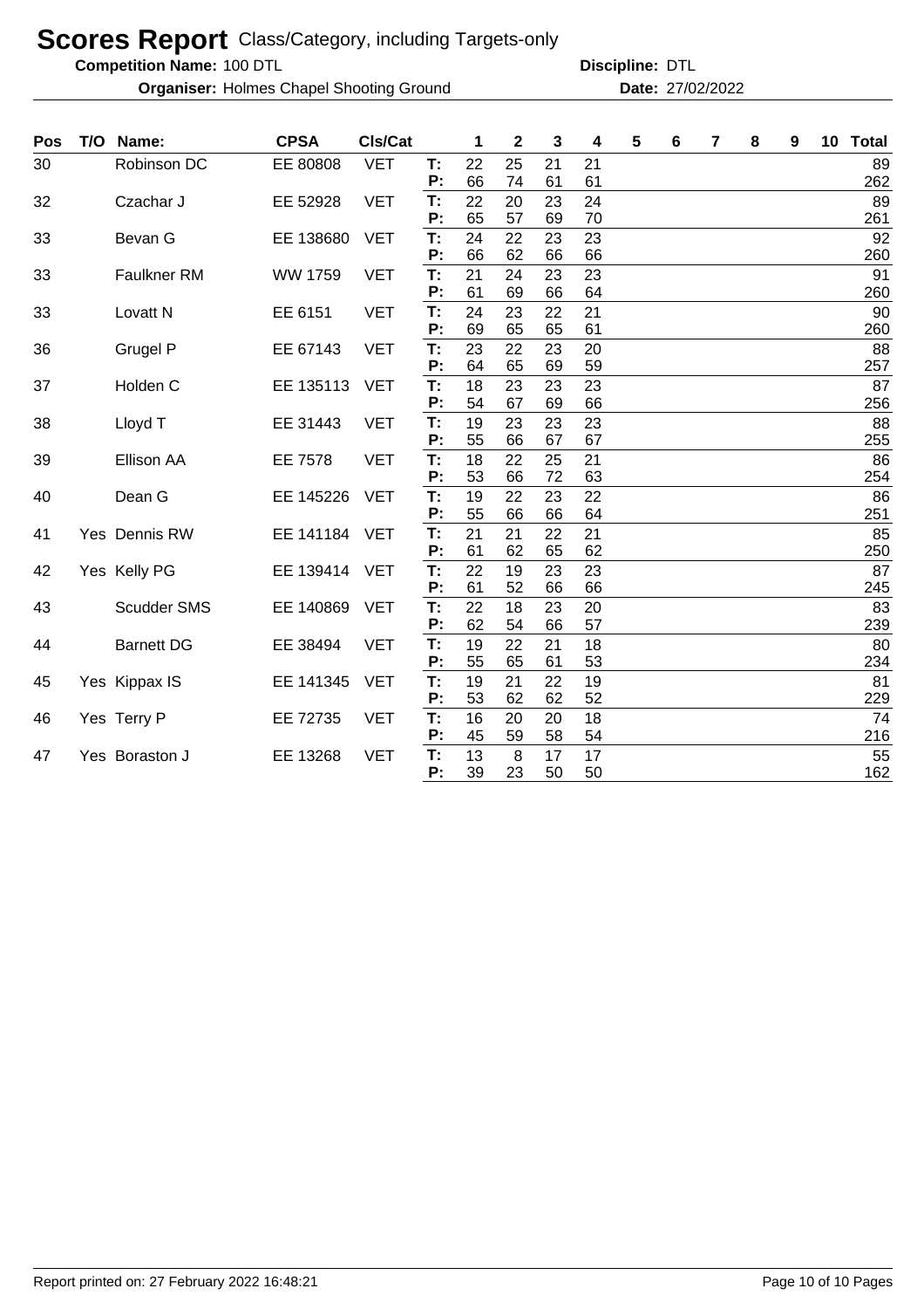# Scores Report Class/Category, including Targets-only

**Competition Name:** 100 DTL **Discipline:** DTL

**Organiser:** Holmes Chapel Shooting Ground **Date:** 27/02/2022

| Pos | T/O | Name: | CPSA | Cls/Cat | | 1 | 2 | 3 | 4 | 5 | 6 | 7 | 8 | 9 | 10 | Total |
|---|---|---|---|---|---|---|---|---|---|---|---|---|---|---|---|---|
| 30 | | Robinson DC | EE 80808 | VET | T: | 22 | 25 | 21 | 21 | | | | | | | 89 |
| | | | | | P: | 66 | 74 | 61 | 61 | | | | | | | 262 |
| 32 | | Czachar J | EE 52928 | VET | T: | 22 | 20 | 23 | 24 | | | | | | | 89 |
| | | | | | P: | 65 | 57 | 69 | 70 | | | | | | | 261 |
| 33 | | Bevan G | EE 138680 | VET | T: | 24 | 22 | 23 | 23 | | | | | | | 92 |
| | | | | | P: | 66 | 62 | 66 | 66 | | | | | | | 260 |
| 33 | | Faulkner RM | WW 1759 | VET | T: | 21 | 24 | 23 | 23 | | | | | | | 91 |
| | | | | | P: | 61 | 69 | 66 | 64 | | | | | | | 260 |
| 33 | | Lovatt N | EE 6151 | VET | T: | 24 | 23 | 22 | 21 | | | | | | | 90 |
| | | | | | P: | 69 | 65 | 65 | 61 | | | | | | | 260 |
| 36 | | Grugel P | EE 67143 | VET | T: | 23 | 22 | 23 | 20 | | | | | | | 88 |
| | | | | | P: | 64 | 65 | 69 | 59 | | | | | | | 257 |
| 37 | | Holden C | EE 135113 | VET | T: | 18 | 23 | 23 | 23 | | | | | | | 87 |
| | | | | | P: | 54 | 67 | 69 | 66 | | | | | | | 256 |
| 38 | | Lloyd T | EE 31443 | VET | T: | 19 | 23 | 23 | 23 | | | | | | | 88 |
| | | | | | P: | 55 | 66 | 67 | 67 | | | | | | | 255 |
| 39 | | Ellison AA | EE 7578 | VET | T: | 18 | 22 | 25 | 21 | | | | | | | 86 |
| | | | | | P: | 53 | 66 | 72 | 63 | | | | | | | 254 |
| 40 | | Dean G | EE 145226 | VET | T: | 19 | 22 | 23 | 22 | | | | | | | 86 |
| | | | | | P: | 55 | 66 | 66 | 64 | | | | | | | 251 |
| 41 | Yes | Dennis RW | EE 141184 | VET | T: | 21 | 21 | 22 | 21 | | | | | | | 85 |
| | | | | | P: | 61 | 62 | 65 | 62 | | | | | | | 250 |
| 42 | Yes | Kelly PG | EE 139414 | VET | T: | 22 | 19 | 23 | 23 | | | | | | | 87 |
| | | | | | P: | 61 | 52 | 66 | 66 | | | | | | | 245 |
| 43 | | Scudder SMS | EE 140869 | VET | T: | 22 | 18 | 23 | 20 | | | | | | | 83 |
| | | | | | P: | 62 | 54 | 66 | 57 | | | | | | | 239 |
| 44 | | Barnett DG | EE 38494 | VET | T: | 19 | 22 | 21 | 18 | | | | | | | 80 |
| | | | | | P: | 55 | 65 | 61 | 53 | | | | | | | 234 |
| 45 | Yes | Kippax IS | EE 141345 | VET | T: | 19 | 21 | 22 | 19 | | | | | | | 81 |
| | | | | | P: | 53 | 62 | 62 | 52 | | | | | | | 229 |
| 46 | Yes | Terry P | EE 72735 | VET | T: | 16 | 20 | 20 | 18 | | | | | | | 74 |
| | | | | | P: | 45 | 59 | 58 | 54 | | | | | | | 216 |
| 47 | Yes | Boraston J | EE 13268 | VET | T: | 13 | 8 | 17 | 17 | | | | | | | 55 |
| | | | | | P: | 39 | 23 | 50 | 50 | | | | | | | 162 |

Report printed on: 27 February 2022 16:48:21